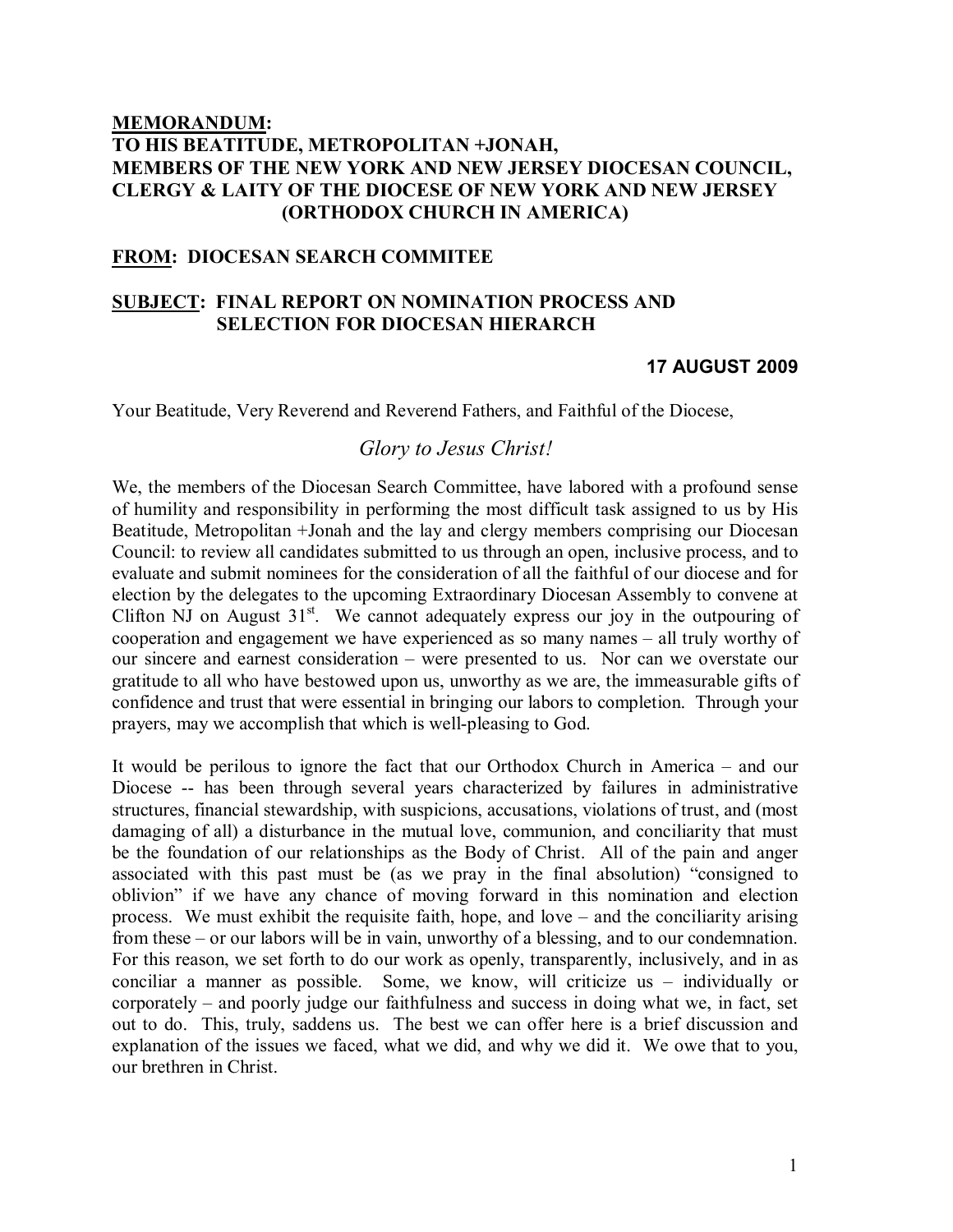**<u>MEMORANDUM</u>:**
**TO HIS BEATITUDE, METROPOLITAN +JONAH,**
**MEMBERS OF THE NEW YORK AND NEW JERSEY DIOCESAN COUNCIL,**
**CLERGY & LAITY OF THE DIOCESE OF NEW YORK AND NEW JERSEY**
**(ORTHODOX CHURCH IN AMERICA)**

**<u>FROM</u>: DIOCESAN SEARCH COMMITEE**

**<u>SUBJECT</u>: FINAL REPORT ON NOMINATION PROCESS AND SELECTION FOR DIOCESAN HIERARCH**

**17 AUGUST 2009**

Your Beatitude, Very Reverend and Reverend Fathers, and Faithful of the Diocese,

*Glory to Jesus Christ!*

We, the members of the Diocesan Search Committee, have labored with a profound sense of humility and responsibility in performing the most difficult task assigned to us by His Beatitude, Metropolitan +Jonah and the lay and clergy members comprising our Diocesan Council: to review all candidates submitted to us through an open, inclusive process, and to evaluate and submit nominees for the consideration of all the faithful of our diocese and for election by the delegates to the upcoming Extraordinary Diocesan Assembly to convene at Clifton NJ on August 31st. We cannot adequately express our joy in the outpouring of cooperation and engagement we have experienced as so many names – all truly worthy of our sincere and earnest consideration – were presented to us. Nor can we overstate our gratitude to all who have bestowed upon us, unworthy as we are, the immeasurable gifts of confidence and trust that were essential in bringing our labors to completion. Through your prayers, may we accomplish that which is well-pleasing to God.

It would be perilous to ignore the fact that our Orthodox Church in America – and our Diocese -- has been through several years characterized by failures in administrative structures, financial stewardship, with suspicions, accusations, violations of trust, and (most damaging of all) a disturbance in the mutual love, communion, and conciliarity that must be the foundation of our relationships as the Body of Christ. All of the pain and anger associated with this past must be (as we pray in the final absolution) "consigned to oblivion" if we have any chance of moving forward in this nomination and election process. We must exhibit the requisite faith, hope, and love – and the conciliarity arising from these – or our labors will be in vain, unworthy of a blessing, and to our condemnation. For this reason, we set forth to do our work as openly, transparently, inclusively, and in as conciliar a manner as possible. Some, we know, will criticize us – individually or corporately – and poorly judge our faithfulness and success in doing what we, in fact, set out to do. This, truly, saddens us. The best we can offer here is a brief discussion and explanation of the issues we faced, what we did, and why we did it. We owe that to you, our brethren in Christ.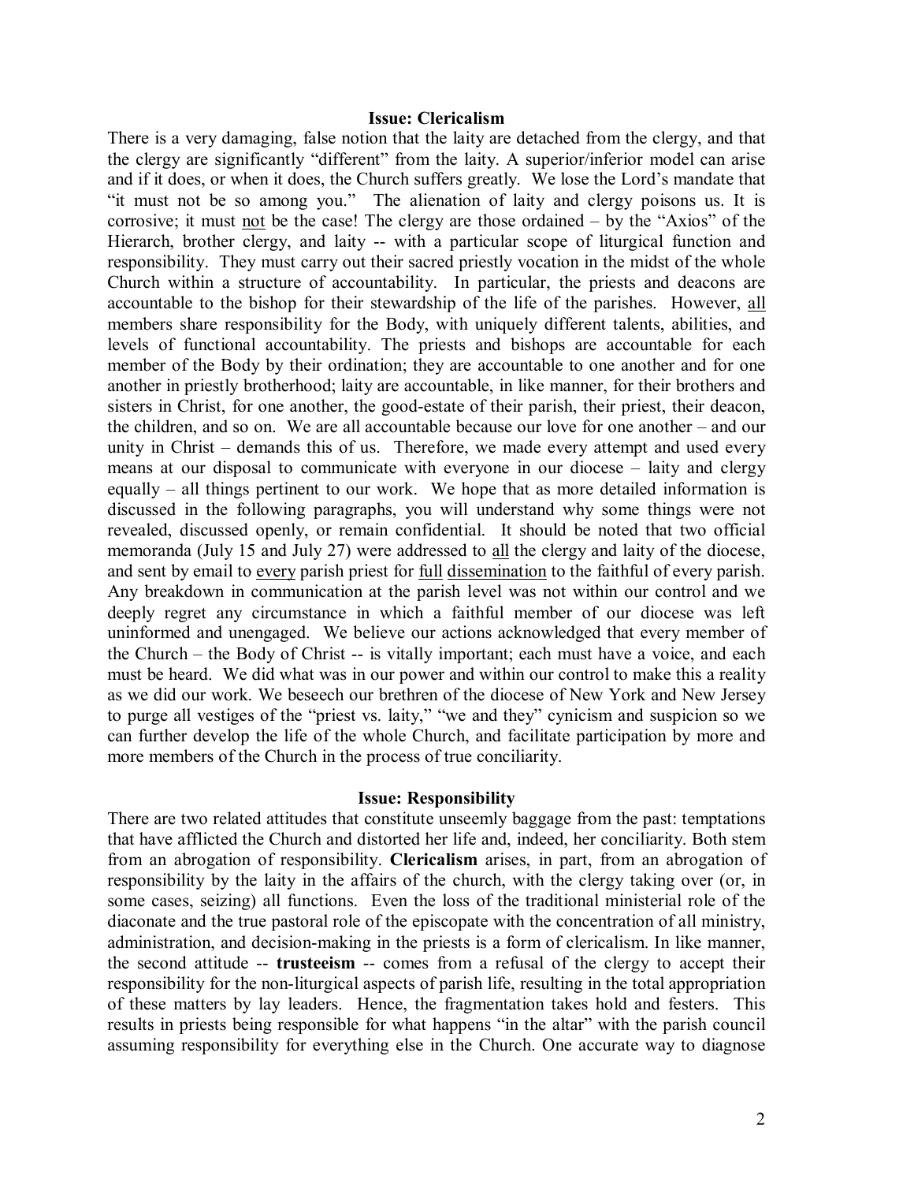### Issue: Clericalism

There is a very damaging, false notion that the laity are detached from the clergy, and that the clergy are significantly "different" from the laity. A superior/inferior model can arise and if it does, or when it does, the Church suffers greatly. We lose the Lord's mandate that "it must not be so among you." The alienation of laity and clergy poisons us. It is corrosive; it must not be the case! The clergy are those ordained – by the "Axios" of the Hierarch, brother clergy, and laity -- with a particular scope of liturgical function and responsibility. They must carry out their sacred priestly vocation in the midst of the whole Church within a structure of accountability. In particular, the priests and deacons are accountable to the bishop for their stewardship of the life of the parishes. However, all members share responsibility for the Body, with uniquely different talents, abilities, and levels of functional accountability. The priests and bishops are accountable for each member of the Body by their ordination; they are accountable to one another and for one another in priestly brotherhood; laity are accountable, in like manner, for their brothers and sisters in Christ, for one another, the good-estate of their parish, their priest, their deacon, the children, and so on. We are all accountable because our love for one another – and our unity in Christ – demands this of us. Therefore, we made every attempt and used every means at our disposal to communicate with everyone in our diocese – laity and clergy equally – all things pertinent to our work. We hope that as more detailed information is discussed in the following paragraphs, you will understand why some things were not revealed, discussed openly, or remain confidential. It should be noted that two official memoranda (July 15 and July 27) were addressed to all the clergy and laity of the diocese, and sent by email to every parish priest for full dissemination to the faithful of every parish. Any breakdown in communication at the parish level was not within our control and we deeply regret any circumstance in which a faithful member of our diocese was left uninformed and unengaged. We believe our actions acknowledged that every member of the Church – the Body of Christ -- is vitally important; each must have a voice, and each must be heard. We did what was in our power and within our control to make this a reality as we did our work. We beseech our brethren of the diocese of New York and New Jersey to purge all vestiges of the "priest vs. laity," "we and they" cynicism and suspicion so we can further develop the life of the whole Church, and facilitate participation by more and more members of the Church in the process of true conciliarity.

### Issue: Responsibility

There are two related attitudes that constitute unseemly baggage from the past: temptations that have afflicted the Church and distorted her life and, indeed, her conciliarity. Both stem from an abrogation of responsibility. **Clericalism** arises, in part, from an abrogation of responsibility by the laity in the affairs of the church, with the clergy taking over (or, in some cases, seizing) all functions. Even the loss of the traditional ministerial role of the diaconate and the true pastoral role of the episcopate with the concentration of all ministry, administration, and decision-making in the priests is a form of clericalism. In like manner, the second attitude -- **trusteeism** -- comes from a refusal of the clergy to accept their responsibility for the non-liturgical aspects of parish life, resulting in the total appropriation of these matters by lay leaders. Hence, the fragmentation takes hold and festers. This results in priests being responsible for what happens "in the altar" with the parish council assuming responsibility for everything else in the Church. One accurate way to diagnose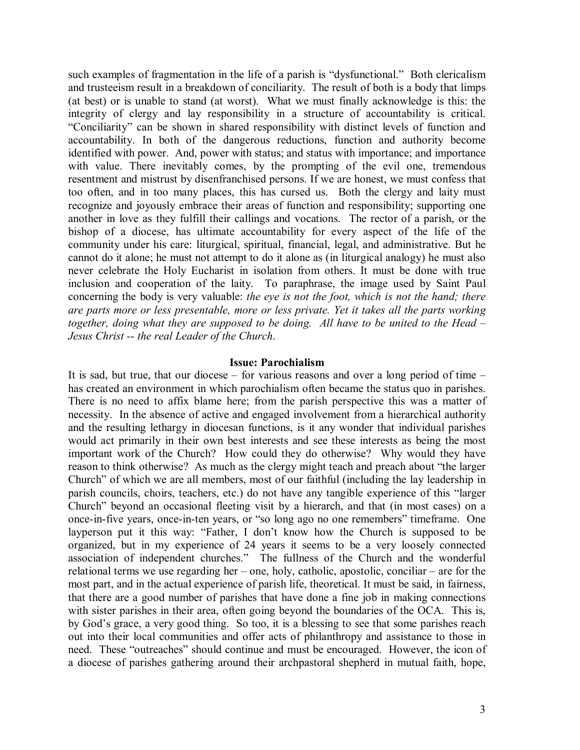such examples of fragmentation in the life of a parish is "dysfunctional." Both clericalism and trusteeism result in a breakdown of conciliarity. The result of both is a body that limps (at best) or is unable to stand (at worst). What we must finally acknowledge is this: the integrity of clergy and lay responsibility in a structure of accountability is critical. "Conciliarity" can be shown in shared responsibility with distinct levels of function and accountability. In both of the dangerous reductions, function and authority become identified with power. And, power with status; and status with importance; and importance with value. There inevitably comes, by the prompting of the evil one, tremendous resentment and mistrust by disenfranchised persons. If we are honest, we must confess that too often, and in too many places, this has cursed us. Both the clergy and laity must recognize and joyously embrace their areas of function and responsibility; supporting one another in love as they fulfill their callings and vocations. The rector of a parish, or the bishop of a diocese, has ultimate accountability for every aspect of the life of the community under his care: liturgical, spiritual, financial, legal, and administrative. But he cannot do it alone; he must not attempt to do it alone as (in liturgical analogy) he must also never celebrate the Holy Eucharist in isolation from others. It must be done with true inclusion and cooperation of the laity. To paraphrase, the image used by Saint Paul concerning the body is very valuable: *the eye is not the foot, which is not the hand; there are parts more or less presentable, more or less private. Yet it takes all the parts working together, doing what they are supposed to be doing. All have to be united to the Head – Jesus Christ -- the real Leader of the Church*.

### Issue: Parochialism

It is sad, but true, that our diocese – for various reasons and over a long period of time – has created an environment in which parochialism often became the status quo in parishes. There is no need to affix blame here; from the parish perspective this was a matter of necessity. In the absence of active and engaged involvement from a hierarchical authority and the resulting lethargy in diocesan functions, is it any wonder that individual parishes would act primarily in their own best interests and see these interests as being the most important work of the Church? How could they do otherwise? Why would they have reason to think otherwise? As much as the clergy might teach and preach about "the larger Church" of which we are all members, most of our faithful (including the lay leadership in parish councils, choirs, teachers, etc.) do not have any tangible experience of this "larger Church" beyond an occasional fleeting visit by a hierarch, and that (in most cases) on a once-in-five years, once-in-ten years, or "so long ago no one remembers" timeframe. One layperson put it this way: "Father, I don't know how the Church is supposed to be organized, but in my experience of 24 years it seems to be a very loosely connected association of independent churches." The fullness of the Church and the wonderful relational terms we use regarding her – one, holy, catholic, apostolic, conciliar – are for the most part, and in the actual experience of parish life, theoretical. It must be said, in fairness, that there are a good number of parishes that have done a fine job in making connections with sister parishes in their area, often going beyond the boundaries of the OCA. This is, by God's grace, a very good thing. So too, it is a blessing to see that some parishes reach out into their local communities and offer acts of philanthropy and assistance to those in need. These "outreaches" should continue and must be encouraged. However, the icon of a diocese of parishes gathering around their archpastoral shepherd in mutual faith, hope,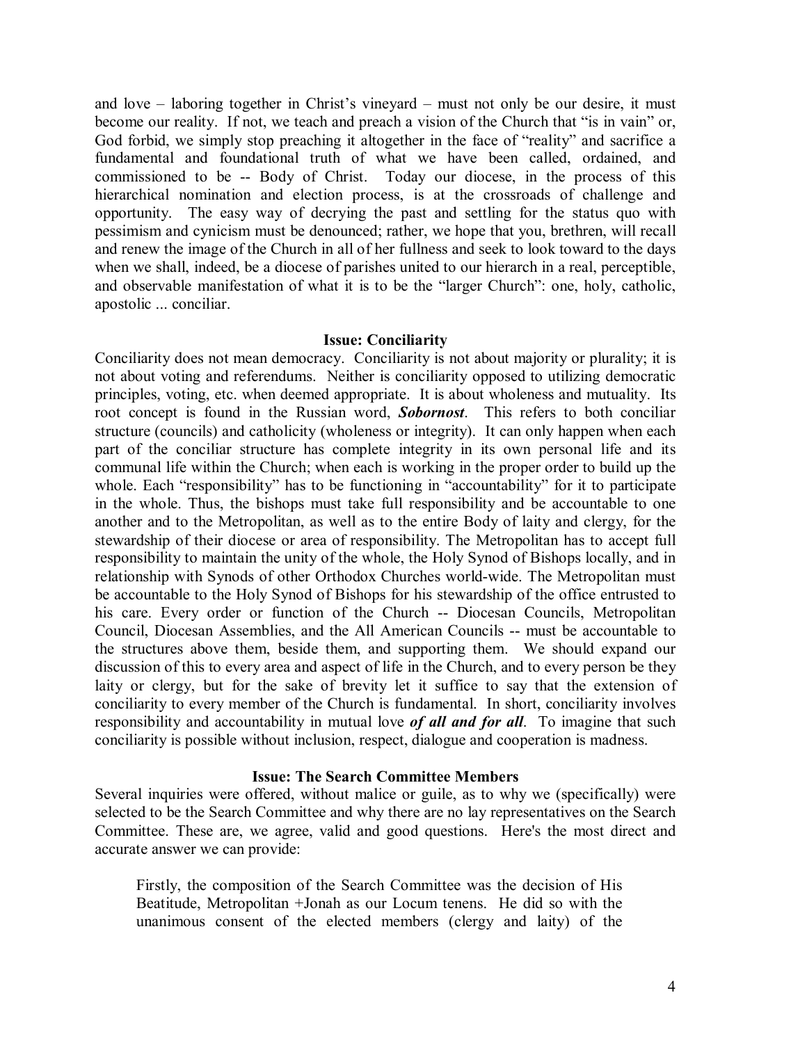and love – laboring together in Christ's vineyard – must not only be our desire, it must become our reality. If not, we teach and preach a vision of the Church that "is in vain" or, God forbid, we simply stop preaching it altogether in the face of "reality" and sacrifice a fundamental and foundational truth of what we have been called, ordained, and commissioned to be -- Body of Christ. Today our diocese, in the process of this hierarchical nomination and election process, is at the crossroads of challenge and opportunity. The easy way of decrying the past and settling for the status quo with pessimism and cynicism must be denounced; rather, we hope that you, brethren, will recall and renew the image of the Church in all of her fullness and seek to look toward to the days when we shall, indeed, be a diocese of parishes united to our hierarch in a real, perceptible, and observable manifestation of what it is to be the "larger Church": one, holy, catholic, apostolic ... conciliar.

### Issue: Conciliarity

Conciliarity does not mean democracy. Conciliarity is not about majority or plurality; it is not about voting and referendums. Neither is conciliarity opposed to utilizing democratic principles, voting, etc. when deemed appropriate. It is about wholeness and mutuality. Its root concept is found in the Russian word, ***Sobornost***. This refers to both conciliar structure (councils) and catholicity (wholeness or integrity). It can only happen when each part of the conciliar structure has complete integrity in its own personal life and its communal life within the Church; when each is working in the proper order to build up the whole. Each "responsibility" has to be functioning in "accountability" for it to participate in the whole. Thus, the bishops must take full responsibility and be accountable to one another and to the Metropolitan, as well as to the entire Body of laity and clergy, for the stewardship of their diocese or area of responsibility. The Metropolitan has to accept full responsibility to maintain the unity of the whole, the Holy Synod of Bishops locally, and in relationship with Synods of other Orthodox Churches world-wide. The Metropolitan must be accountable to the Holy Synod of Bishops for his stewardship of the office entrusted to his care. Every order or function of the Church -- Diocesan Councils, Metropolitan Council, Diocesan Assemblies, and the All American Councils -- must be accountable to the structures above them, beside them, and supporting them. We should expand our discussion of this to every area and aspect of life in the Church, and to every person be they laity or clergy, but for the sake of brevity let it suffice to say that the extension of conciliarity to every member of the Church is fundamental. In short, conciliarity involves responsibility and accountability in mutual love ***of all and for all***. To imagine that such conciliarity is possible without inclusion, respect, dialogue and cooperation is madness.

### Issue: The Search Committee Members

Several inquiries were offered, without malice or guile, as to why we (specifically) were selected to be the Search Committee and why there are no lay representatives on the Search Committee. These are, we agree, valid and good questions. Here's the most direct and accurate answer we can provide:

> Firstly, the composition of the Search Committee was the decision of His Beatitude, Metropolitan +Jonah as our Locum tenens. He did so with the unanimous consent of the elected members (clergy and laity) of the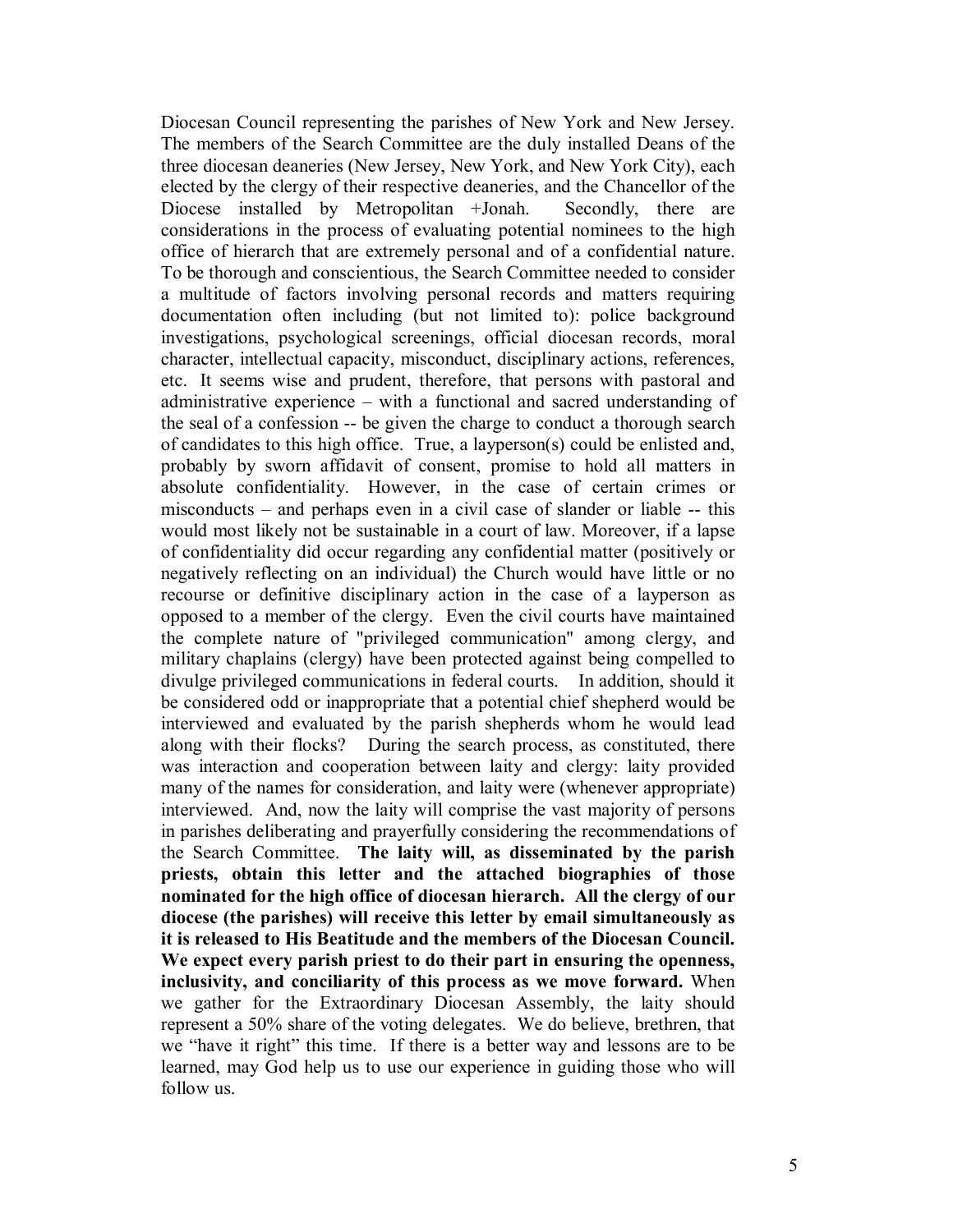Diocesan Council representing the parishes of New York and New Jersey. The members of the Search Committee are the duly installed Deans of the three diocesan deaneries (New Jersey, New York, and New York City), each elected by the clergy of their respective deaneries, and the Chancellor of the Diocese installed by Metropolitan +Jonah. Secondly, there are considerations in the process of evaluating potential nominees to the high office of hierarch that are extremely personal and of a confidential nature. To be thorough and conscientious, the Search Committee needed to consider a multitude of factors involving personal records and matters requiring documentation often including (but not limited to): police background investigations, psychological screenings, official diocesan records, moral character, intellectual capacity, misconduct, disciplinary actions, references, etc. It seems wise and prudent, therefore, that persons with pastoral and administrative experience – with a functional and sacred understanding of the seal of a confession -- be given the charge to conduct a thorough search of candidates to this high office. True, a layperson(s) could be enlisted and, probably by sworn affidavit of consent, promise to hold all matters in absolute confidentiality. However, in the case of certain crimes or misconducts – and perhaps even in a civil case of slander or liable -- this would most likely not be sustainable in a court of law. Moreover, if a lapse of confidentiality did occur regarding any confidential matter (positively or negatively reflecting on an individual) the Church would have little or no recourse or definitive disciplinary action in the case of a layperson as opposed to a member of the clergy. Even the civil courts have maintained the complete nature of "privileged communication" among clergy, and military chaplains (clergy) have been protected against being compelled to divulge privileged communications in federal courts. In addition, should it be considered odd or inappropriate that a potential chief shepherd would be interviewed and evaluated by the parish shepherds whom he would lead along with their flocks? During the search process, as constituted, there was interaction and cooperation between laity and clergy: laity provided many of the names for consideration, and laity were (whenever appropriate) interviewed. And, now the laity will comprise the vast majority of persons in parishes deliberating and prayerfully considering the recommendations of the Search Committee. **The laity will, as disseminated by the parish priests, obtain this letter and the attached biographies of those nominated for the high office of diocesan hierarch. All the clergy of our diocese (the parishes) will receive this letter by email simultaneously as it is released to His Beatitude and the members of the Diocesan Council. We expect every parish priest to do their part in ensuring the openness, inclusivity, and conciliarity of this process as we move forward.** When we gather for the Extraordinary Diocesan Assembly, the laity should represent a 50% share of the voting delegates. We do believe, brethren, that we "have it right" this time. If there is a better way and lessons are to be learned, may God help us to use our experience in guiding those who will follow us.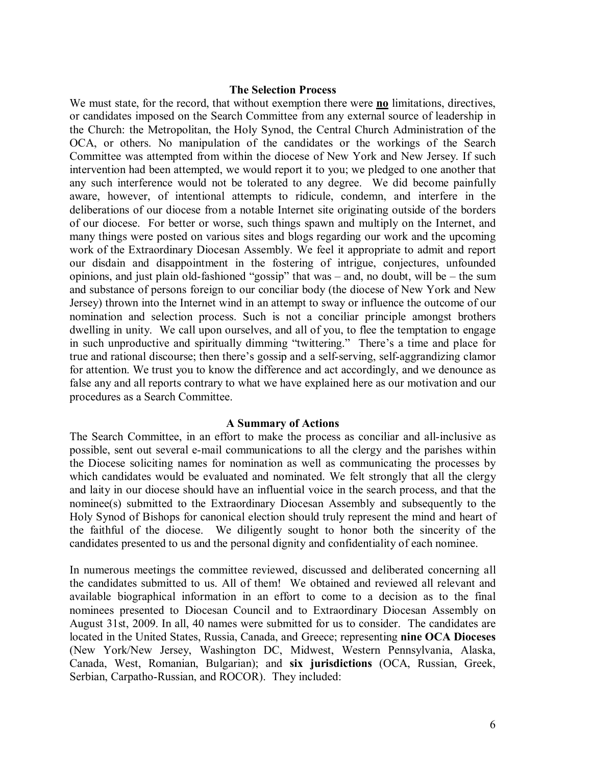## The Selection Process

We must state, for the record, that without exemption there were **<u>no</u>** limitations, directives, or candidates imposed on the Search Committee from any external source of leadership in the Church: the Metropolitan, the Holy Synod, the Central Church Administration of the OCA, or others. No manipulation of the candidates or the workings of the Search Committee was attempted from within the diocese of New York and New Jersey. If such intervention had been attempted, we would report it to you; we pledged to one another that any such interference would not be tolerated to any degree. We did become painfully aware, however, of intentional attempts to ridicule, condemn, and interfere in the deliberations of our diocese from a notable Internet site originating outside of the borders of our diocese. For better or worse, such things spawn and multiply on the Internet, and many things were posted on various sites and blogs regarding our work and the upcoming work of the Extraordinary Diocesan Assembly. We feel it appropriate to admit and report our disdain and disappointment in the fostering of intrigue, conjectures, unfounded opinions, and just plain old-fashioned "gossip" that was – and, no doubt, will be – the sum and substance of persons foreign to our conciliar body (the diocese of New York and New Jersey) thrown into the Internet wind in an attempt to sway or influence the outcome of our nomination and selection process. Such is not a conciliar principle amongst brothers dwelling in unity. We call upon ourselves, and all of you, to flee the temptation to engage in such unproductive and spiritually dimming "twittering." There's a time and place for true and rational discourse; then there's gossip and a self-serving, self-aggrandizing clamor for attention. We trust you to know the difference and act accordingly, and we denounce as false any and all reports contrary to what we have explained here as our motivation and our procedures as a Search Committee.

## A Summary of Actions

The Search Committee, in an effort to make the process as conciliar and all-inclusive as possible, sent out several e-mail communications to all the clergy and the parishes within the Diocese soliciting names for nomination as well as communicating the processes by which candidates would be evaluated and nominated. We felt strongly that all the clergy and laity in our diocese should have an influential voice in the search process, and that the nominee(s) submitted to the Extraordinary Diocesan Assembly and subsequently to the Holy Synod of Bishops for canonical election should truly represent the mind and heart of the faithful of the diocese. We diligently sought to honor both the sincerity of the candidates presented to us and the personal dignity and confidentiality of each nominee.

In numerous meetings the committee reviewed, discussed and deliberated concerning all the candidates submitted to us. All of them! We obtained and reviewed all relevant and available biographical information in an effort to come to a decision as to the final nominees presented to Diocesan Council and to Extraordinary Diocesan Assembly on August 31st, 2009. In all, 40 names were submitted for us to consider. The candidates are located in the United States, Russia, Canada, and Greece; representing **nine OCA Dioceses** (New York/New Jersey, Washington DC, Midwest, Western Pennsylvania, Alaska, Canada, West, Romanian, Bulgarian); and **six jurisdictions** (OCA, Russian, Greek, Serbian, Carpatho-Russian, and ROCOR). They included: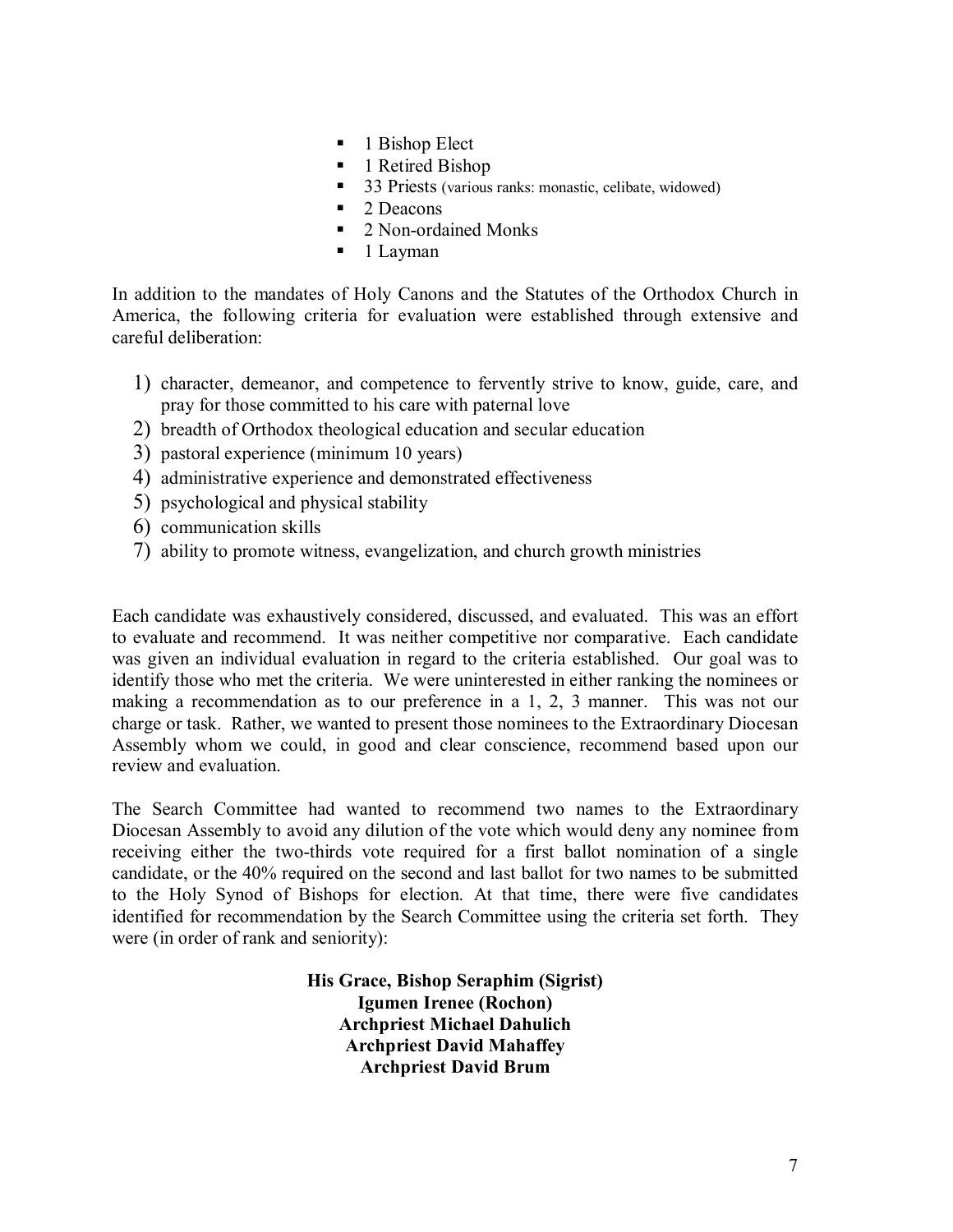- 1 Bishop Elect
- 1 Retired Bishop
- 33 Priests (various ranks: monastic, celibate, widowed)
- 2 Deacons
- 2 Non-ordained Monks
- 1 Layman

In addition to the mandates of Holy Canons and the Statutes of the Orthodox Church in America, the following criteria for evaluation were established through extensive and careful deliberation:

1) character, demeanor, and competence to fervently strive to know, guide, care, and pray for those committed to his care with paternal love
2) breadth of Orthodox theological education and secular education
3) pastoral experience (minimum 10 years)
4) administrative experience and demonstrated effectiveness
5) psychological and physical stability
6) communication skills
7) ability to promote witness, evangelization, and church growth ministries

Each candidate was exhaustively considered, discussed, and evaluated. This was an effort to evaluate and recommend. It was neither competitive nor comparative. Each candidate was given an individual evaluation in regard to the criteria established. Our goal was to identify those who met the criteria. We were uninterested in either ranking the nominees or making a recommendation as to our preference in a 1, 2, 3 manner. This was not our charge or task. Rather, we wanted to present those nominees to the Extraordinary Diocesan Assembly whom we could, in good and clear conscience, recommend based upon our review and evaluation.

The Search Committee had wanted to recommend two names to the Extraordinary Diocesan Assembly to avoid any dilution of the vote which would deny any nominee from receiving either the two-thirds vote required for a first ballot nomination of a single candidate, or the 40% required on the second and last ballot for two names to be submitted to the Holy Synod of Bishops for election. At that time, there were five candidates identified for recommendation by the Search Committee using the criteria set forth. They were (in order of rank and seniority):

**His Grace, Bishop Seraphim (Sigrist)**
**Igumen Irenee (Rochon)**
**Archpriest Michael Dahulich**
**Archpriest David Mahaffey**
**Archpriest David Brum**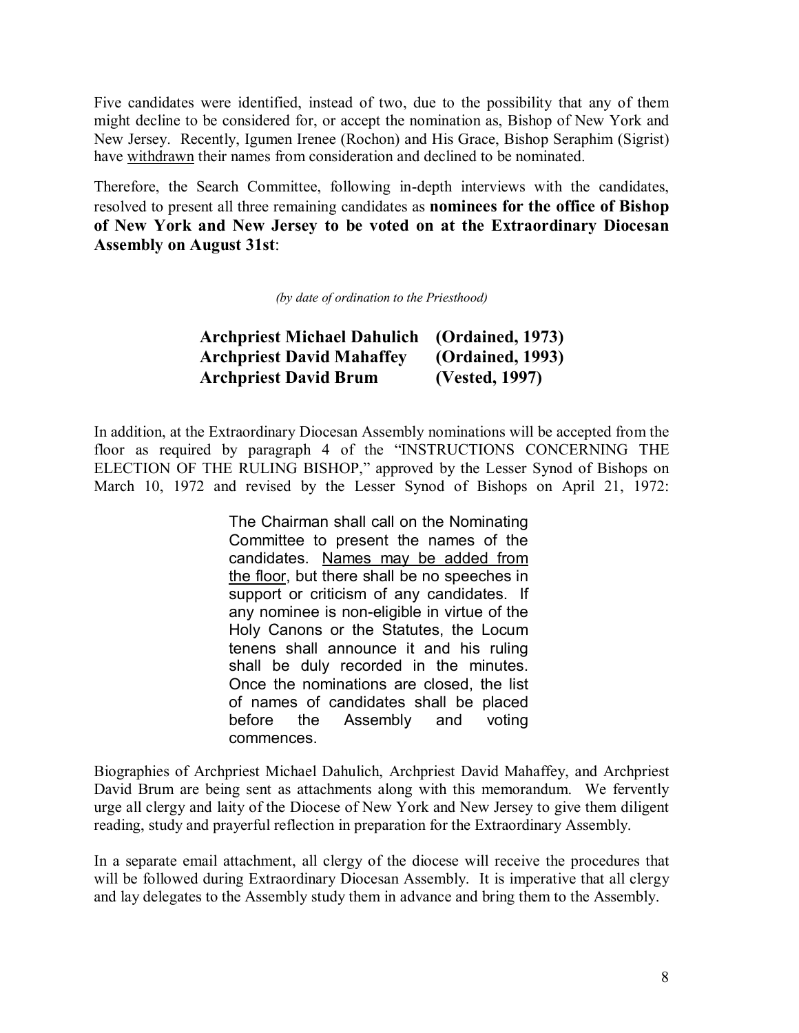Five candidates were identified, instead of two, due to the possibility that any of them might decline to be considered for, or accept the nomination as, Bishop of New York and New Jersey. Recently, Igumen Irenee (Rochon) and His Grace, Bishop Seraphim (Sigrist) have withdrawn their names from consideration and declined to be nominated.

Therefore, the Search Committee, following in-depth interviews with the candidates, resolved to present all three remaining candidates as **nominees for the office of Bishop of New York and New Jersey to be voted on at the Extraordinary Diocesan Assembly on August 31st**:

*(by date of ordination to the Priesthood)*

| | |
|---|---|
| **Archpriest Michael Dahulich** | **(Ordained, 1973)** |
| **Archpriest David Mahaffey** | **(Ordained, 1993)** |
| **Archpriest David Brum** | **(Vested, 1997)** |

In addition, at the Extraordinary Diocesan Assembly nominations will be accepted from the floor as required by paragraph 4 of the "INSTRUCTIONS CONCERNING THE ELECTION OF THE RULING BISHOP," approved by the Lesser Synod of Bishops on March 10, 1972 and revised by the Lesser Synod of Bishops on April 21, 1972:

> The Chairman shall call on the Nominating Committee to present the names of the candidates. Names may be added from the floor, but there shall be no speeches in support or criticism of any candidates. If any nominee is non-eligible in virtue of the Holy Canons or the Statutes, the Locum tenens shall announce it and his ruling shall be duly recorded in the minutes. Once the nominations are closed, the list of names of candidates shall be placed before the Assembly and voting commences.

Biographies of Archpriest Michael Dahulich, Archpriest David Mahaffey, and Archpriest David Brum are being sent as attachments along with this memorandum. We fervently urge all clergy and laity of the Diocese of New York and New Jersey to give them diligent reading, study and prayerful reflection in preparation for the Extraordinary Assembly.

In a separate email attachment, all clergy of the diocese will receive the procedures that will be followed during Extraordinary Diocesan Assembly. It is imperative that all clergy and lay delegates to the Assembly study them in advance and bring them to the Assembly.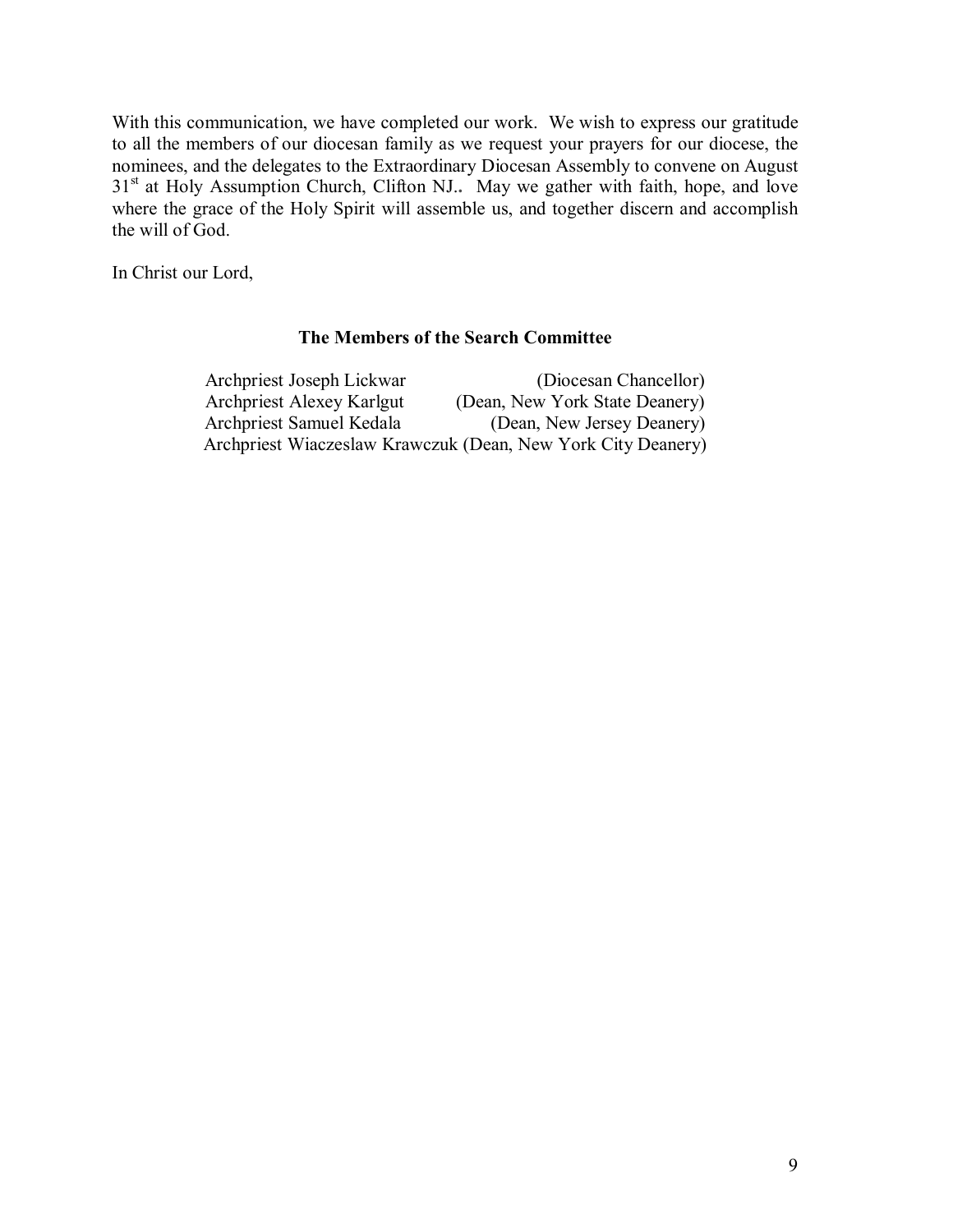With this communication, we have completed our work. We wish to express our gratitude to all the members of our diocesan family as we request your prayers for our diocese, the nominees, and the delegates to the Extraordinary Diocesan Assembly to convene on August 31st at Holy Assumption Church, Clifton NJ.. May we gather with faith, hope, and love where the grace of the Holy Spirit will assemble us, and together discern and accomplish the will of God.

In Christ our Lord,

**The Members of the Search Committee**

Archpriest Joseph Lickwar (Diocesan Chancellor)
Archpriest Alexey Karlgut (Dean, New York State Deanery)
Archpriest Samuel Kedala (Dean, New Jersey Deanery)
Archpriest Wiaczeslaw Krawczuk (Dean, New York City Deanery)